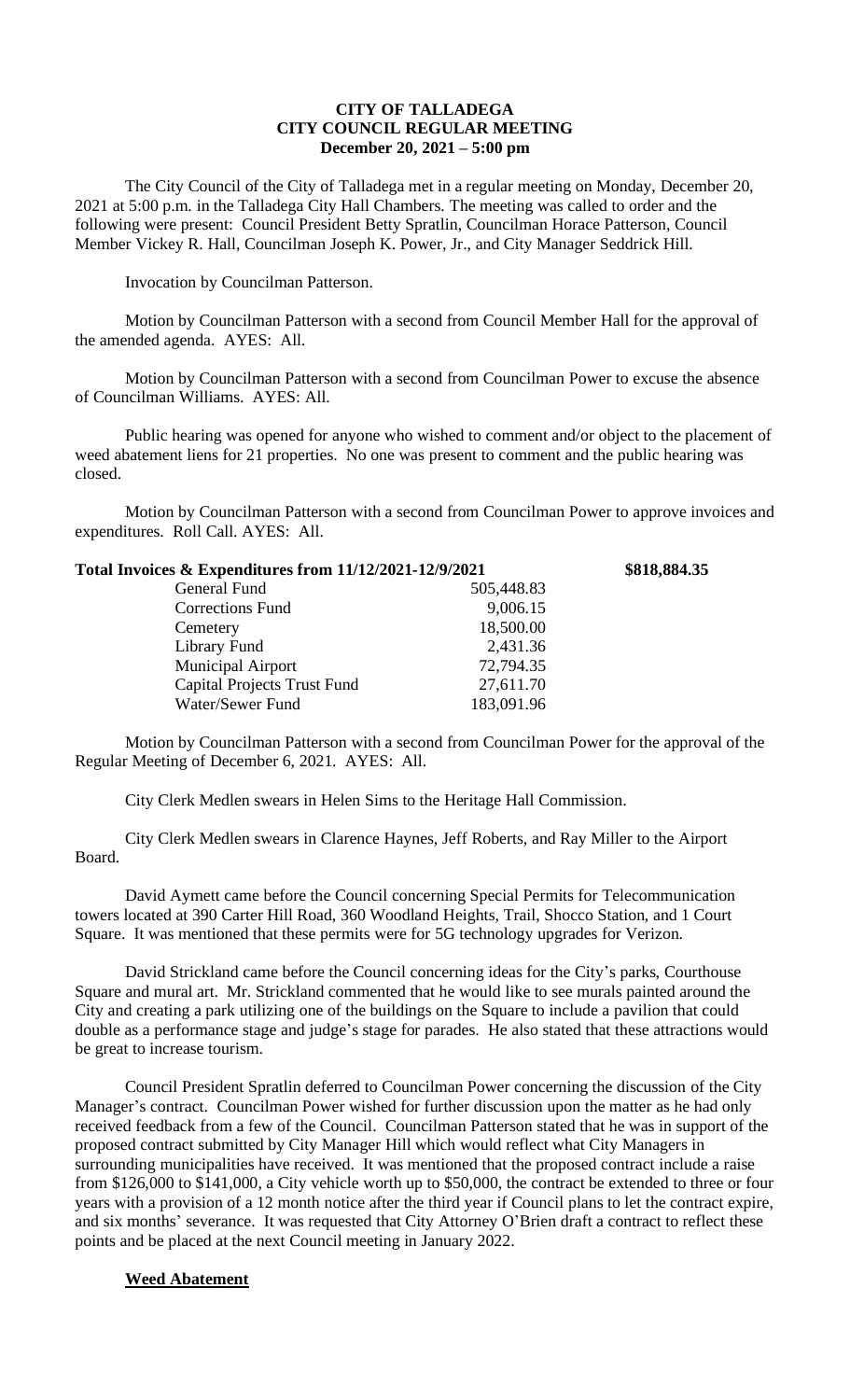**CITY OF TALLADEGA**
**CITY COUNCIL REGULAR MEETING**
**December 20, 2021 – 5:00 pm**

The City Council of the City of Talladega met in a regular meeting on Monday, December 20, 2021 at 5:00 p.m. in the Talladega City Hall Chambers. The meeting was called to order and the following were present: Council President Betty Spratlin, Councilman Horace Patterson, Council Member Vickey R. Hall, Councilman Joseph K. Power, Jr., and City Manager Seddrick Hill.

Invocation by Councilman Patterson.

Motion by Councilman Patterson with a second from Council Member Hall for the approval of the amended agenda. AYES: All.

Motion by Councilman Patterson with a second from Councilman Power to excuse the absence of Councilman Williams. AYES: All.

Public hearing was opened for anyone who wished to comment and/or object to the placement of weed abatement liens for 21 properties. No one was present to comment and the public hearing was closed.

Motion by Councilman Patterson with a second from Councilman Power to approve invoices and expenditures. Roll Call. AYES: All.

| **Total Invoices & Expenditures from 11/12/2021-12/9/2021** | | **\$818,884.35** |
|---|---|---|
| General Fund | 505,448.83 | |
| Corrections Fund | 9,006.15 | |
| Cemetery | 18,500.00 | |
| Library Fund | 2,431.36 | |
| Municipal Airport | 72,794.35 | |
| Capital Projects Trust Fund | 27,611.70 | |
| Water/Sewer Fund | 183,091.96 | |

Motion by Councilman Patterson with a second from Councilman Power for the approval of the Regular Meeting of December 6, 2021. AYES: All.

City Clerk Medlen swears in Helen Sims to the Heritage Hall Commission.

City Clerk Medlen swears in Clarence Haynes, Jeff Roberts, and Ray Miller to the Airport Board.

David Aymett came before the Council concerning Special Permits for Telecommunication towers located at 390 Carter Hill Road, 360 Woodland Heights, Trail, Shocco Station, and 1 Court Square. It was mentioned that these permits were for 5G technology upgrades for Verizon.

David Strickland came before the Council concerning ideas for the City's parks, Courthouse Square and mural art. Mr. Strickland commented that he would like to see murals painted around the City and creating a park utilizing one of the buildings on the Square to include a pavilion that could double as a performance stage and judge's stage for parades. He also stated that these attractions would be great to increase tourism.

Council President Spratlin deferred to Councilman Power concerning the discussion of the City Manager's contract. Councilman Power wished for further discussion upon the matter as he had only received feedback from a few of the Council. Councilman Patterson stated that he was in support of the proposed contract submitted by City Manager Hill which would reflect what City Managers in surrounding municipalities have received. It was mentioned that the proposed contract include a raise from \$126,000 to \$141,000, a City vehicle worth up to \$50,000, the contract be extended to three or four years with a provision of a 12 month notice after the third year if Council plans to let the contract expire, and six months' severance. It was requested that City Attorney O'Brien draft a contract to reflect these points and be placed at the next Council meeting in January 2022.

**Weed Abatement**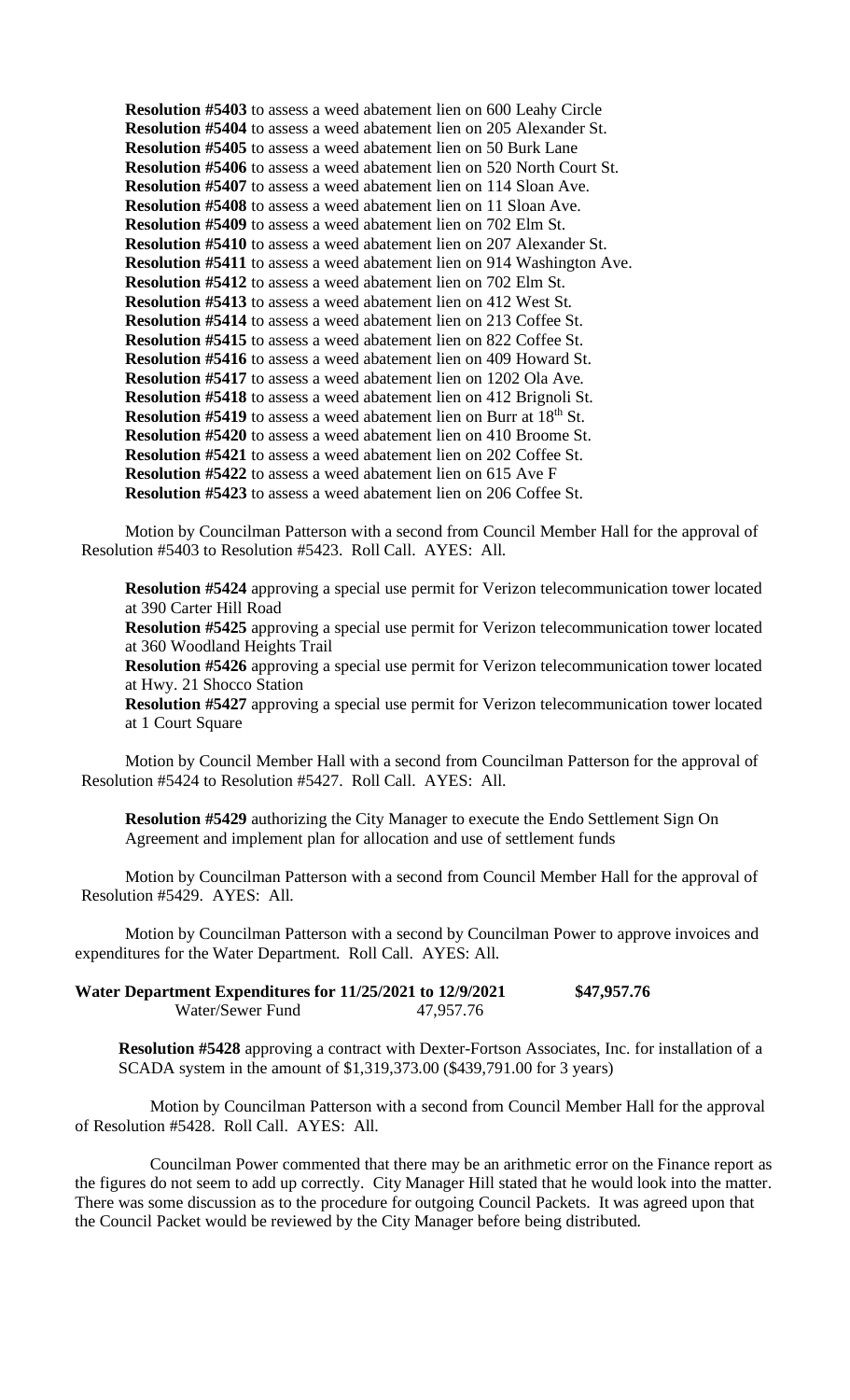**Resolution #5403** to assess a weed abatement lien on 600 Leahy Circle
**Resolution #5404** to assess a weed abatement lien on 205 Alexander St.
**Resolution #5405** to assess a weed abatement lien on 50 Burk Lane
**Resolution #5406** to assess a weed abatement lien on 520 North Court St.
**Resolution #5407** to assess a weed abatement lien on 114 Sloan Ave.
**Resolution #5408** to assess a weed abatement lien on 11 Sloan Ave.
**Resolution #5409** to assess a weed abatement lien on 702 Elm St.
**Resolution #5410** to assess a weed abatement lien on 207 Alexander St.
**Resolution #5411** to assess a weed abatement lien on 914 Washington Ave.
**Resolution #5412** to assess a weed abatement lien on 702 Elm St.
**Resolution #5413** to assess a weed abatement lien on 412 West St.
**Resolution #5414** to assess a weed abatement lien on 213 Coffee St.
**Resolution #5415** to assess a weed abatement lien on 822 Coffee St.
**Resolution #5416** to assess a weed abatement lien on 409 Howard St.
**Resolution #5417** to assess a weed abatement lien on 1202 Ola Ave.
**Resolution #5418** to assess a weed abatement lien on 412 Brignoli St.
**Resolution #5419** to assess a weed abatement lien on Burr at 18th St.
**Resolution #5420** to assess a weed abatement lien on 410 Broome St.
**Resolution #5421** to assess a weed abatement lien on 202 Coffee St.
**Resolution #5422** to assess a weed abatement lien on 615 Ave F
**Resolution #5423** to assess a weed abatement lien on 206 Coffee St.

Motion by Councilman Patterson with a second from Council Member Hall for the approval of Resolution #5403 to Resolution #5423. Roll Call. AYES: All.

**Resolution #5424** approving a special use permit for Verizon telecommunication tower located at 390 Carter Hill Road
**Resolution #5425** approving a special use permit for Verizon telecommunication tower located at 360 Woodland Heights Trail
**Resolution #5426** approving a special use permit for Verizon telecommunication tower located at Hwy. 21 Shocco Station
**Resolution #5427** approving a special use permit for Verizon telecommunication tower located at 1 Court Square

Motion by Council Member Hall with a second from Councilman Patterson for the approval of Resolution #5424 to Resolution #5427. Roll Call. AYES: All.

**Resolution #5429** authorizing the City Manager to execute the Endo Settlement Sign On Agreement and implement plan for allocation and use of settlement funds

Motion by Councilman Patterson with a second from Council Member Hall for the approval of Resolution #5429. AYES: All.

Motion by Councilman Patterson with a second by Councilman Power to approve invoices and expenditures for the Water Department. Roll Call. AYES: All.

| **Water Department Expenditures for 11/25/2021 to 12/9/2021** | | **$47,957.76** |
|---|---|---|
| Water/Sewer Fund | 47,957.76 | |

**Resolution #5428** approving a contract with Dexter-Fortson Associates, Inc. for installation of a SCADA system in the amount of $1,319,373.00 ($439,791.00 for 3 years)

Motion by Councilman Patterson with a second from Council Member Hall for the approval of Resolution #5428. Roll Call. AYES: All.

Councilman Power commented that there may be an arithmetic error on the Finance report as the figures do not seem to add up correctly. City Manager Hill stated that he would look into the matter. There was some discussion as to the procedure for outgoing Council Packets. It was agreed upon that the Council Packet would be reviewed by the City Manager before being distributed.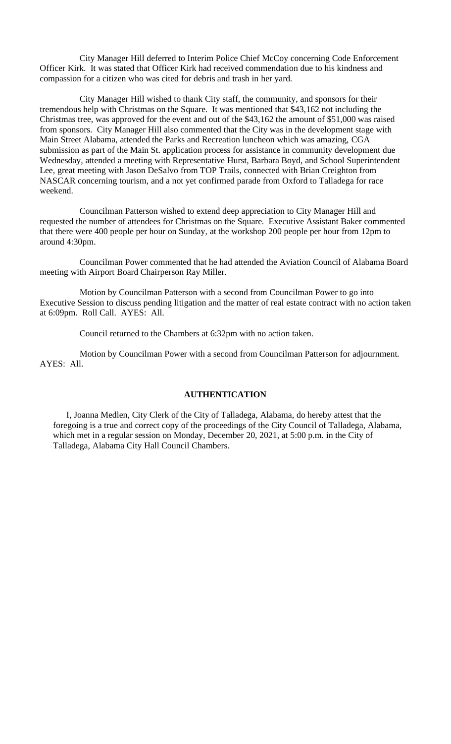City Manager Hill deferred to Interim Police Chief McCoy concerning Code Enforcement Officer Kirk. It was stated that Officer Kirk had received commendation due to his kindness and compassion for a citizen who was cited for debris and trash in her yard.

City Manager Hill wished to thank City staff, the community, and sponsors for their tremendous help with Christmas on the Square. It was mentioned that $43,162 not including the Christmas tree, was approved for the event and out of the $43,162 the amount of $51,000 was raised from sponsors. City Manager Hill also commented that the City was in the development stage with Main Street Alabama, attended the Parks and Recreation luncheon which was amazing, CGA submission as part of the Main St. application process for assistance in community development due Wednesday, attended a meeting with Representative Hurst, Barbara Boyd, and School Superintendent Lee, great meeting with Jason DeSalvo from TOP Trails, connected with Brian Creighton from NASCAR concerning tourism, and a not yet confirmed parade from Oxford to Talladega for race weekend.

Councilman Patterson wished to extend deep appreciation to City Manager Hill and requested the number of attendees for Christmas on the Square. Executive Assistant Baker commented that there were 400 people per hour on Sunday, at the workshop 200 people per hour from 12pm to around 4:30pm.

Councilman Power commented that he had attended the Aviation Council of Alabama Board meeting with Airport Board Chairperson Ray Miller.

Motion by Councilman Patterson with a second from Councilman Power to go into Executive Session to discuss pending litigation and the matter of real estate contract with no action taken at 6:09pm. Roll Call. AYES: All.

Council returned to the Chambers at 6:32pm with no action taken.

Motion by Councilman Power with a second from Councilman Patterson for adjournment. AYES: All.

**AUTHENTICATION**

I, Joanna Medlen, City Clerk of the City of Talladega, Alabama, do hereby attest that the foregoing is a true and correct copy of the proceedings of the City Council of Talladega, Alabama, which met in a regular session on Monday, December 20, 2021, at 5:00 p.m. in the City of Talladega, Alabama City Hall Council Chambers.